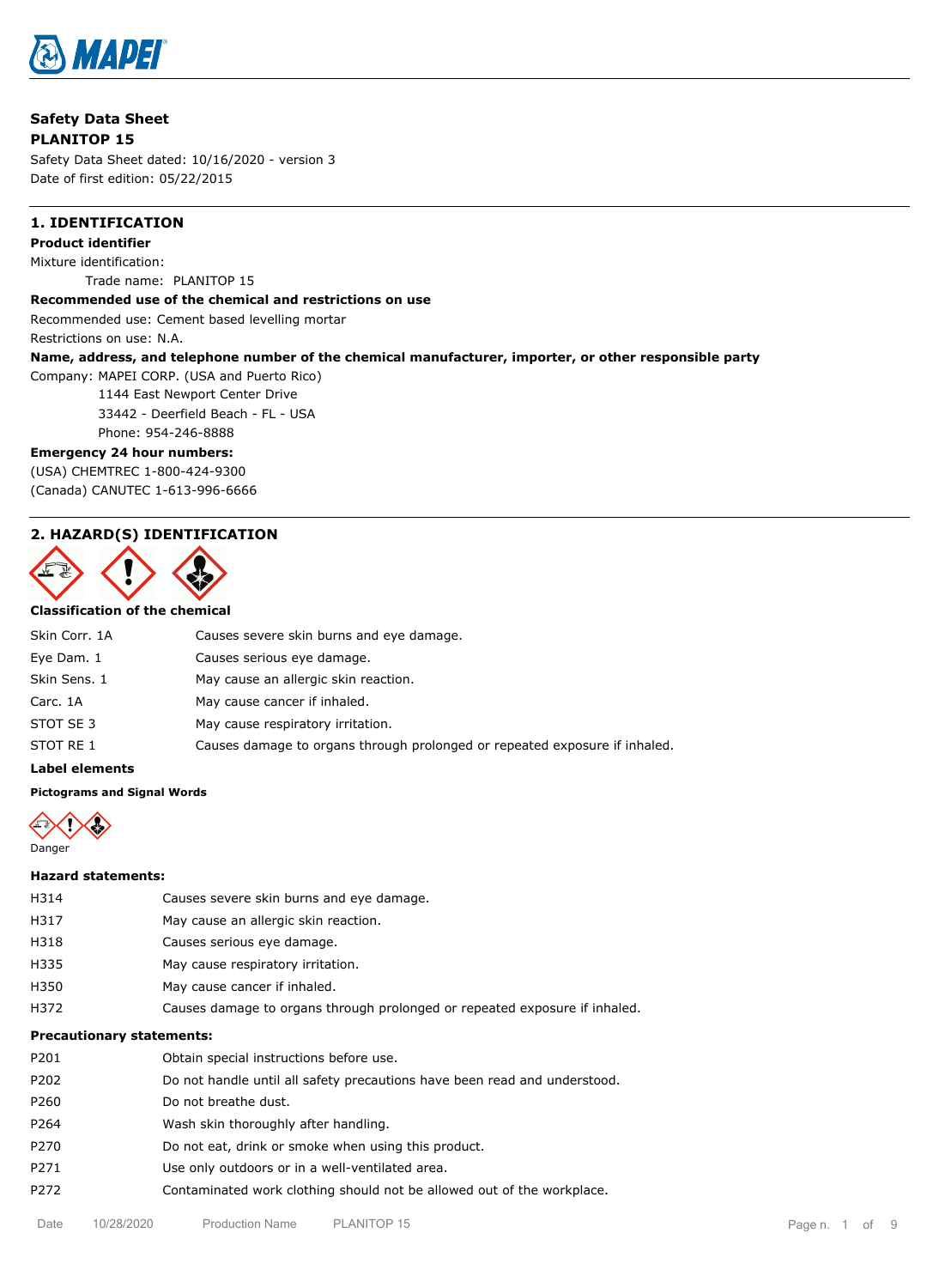# Safety Data Sheet

**PLANITOP 15**

Safety Data Sheet dated: 10/16/2020 - version 3

Date of first edition: 05/22/2015

## 1. IDENTIFICATION

**Product identifier**

Mixture identification:

Trade name: PLANITOP 15

**Recommended use of the chemical and restrictions on use**

Recommended use: Cement based levelling mortar

Restrictions on use: N.A.

**Name, address, and telephone number of the chemical manufacturer, importer, or other responsible party**

Company: MAPEI CORP. (USA and Puerto Rico)
1144 East Newport Center Drive
33442 - Deerfield Beach - FL - USA
Phone: 954-246-8888

**Emergency 24 hour numbers:**

(USA) CHEMTREC 1-800-424-9300

(Canada) CANUTEC 1-613-996-6666

## 2. HAZARD(S) IDENTIFICATION

**Classification of the chemical**

| | |
|---|---|
| Skin Corr. 1A | Causes severe skin burns and eye damage. |
| Eye Dam. 1 | Causes serious eye damage. |
| Skin Sens. 1 | May cause an allergic skin reaction. |
| Carc. 1A | May cause cancer if inhaled. |
| STOT SE 3 | May cause respiratory irritation. |
| STOT RE 1 | Causes damage to organs through prolonged or repeated exposure if inhaled. |

**Label elements**

**Pictograms and Signal Words**

Danger

**Hazard statements:**

| | |
|---|---|
| H314 | Causes severe skin burns and eye damage. |
| H317 | May cause an allergic skin reaction. |
| H318 | Causes serious eye damage. |
| H335 | May cause respiratory irritation. |
| H350 | May cause cancer if inhaled. |
| H372 | Causes damage to organs through prolonged or repeated exposure if inhaled. |

**Precautionary statements:**

| | |
|---|---|
| P201 | Obtain special instructions before use. |
| P202 | Do not handle until all safety precautions have been read and understood. |
| P260 | Do not breathe dust. |
| P264 | Wash skin thoroughly after handling. |
| P270 | Do not eat, drink or smoke when using this product. |
| P271 | Use only outdoors or in a well-ventilated area. |
| P272 | Contaminated work clothing should not be allowed out of the workplace. |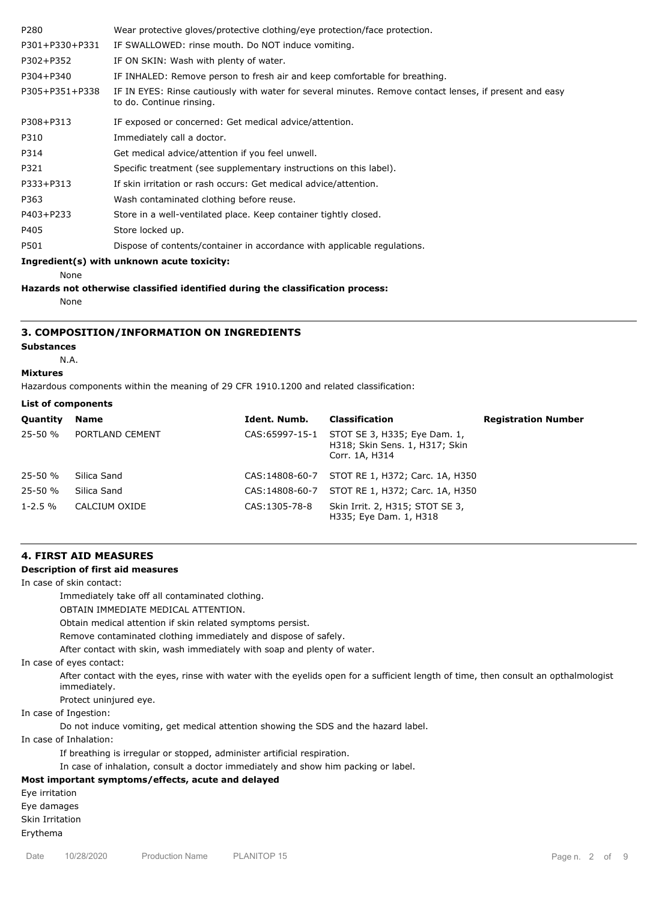| | |
|---|---|
| P280 | Wear protective gloves/protective clothing/eye protection/face protection. |
| P301+P330+P331 | IF SWALLOWED: rinse mouth. Do NOT induce vomiting. |
| P302+P352 | IF ON SKIN: Wash with plenty of water. |
| P304+P340 | IF INHALED: Remove person to fresh air and keep comfortable for breathing. |
| P305+P351+P338 | IF IN EYES: Rinse cautiously with water for several minutes. Remove contact lenses, if present and easy to do. Continue rinsing. |
| P308+P313 | IF exposed or concerned: Get medical advice/attention. |
| P310 | Immediately call a doctor. |
| P314 | Get medical advice/attention if you feel unwell. |
| P321 | Specific treatment (see supplementary instructions on this label). |
| P333+P313 | If skin irritation or rash occurs: Get medical advice/attention. |
| P363 | Wash contaminated clothing before reuse. |
| P403+P233 | Store in a well-ventilated place. Keep container tightly closed. |
| P405 | Store locked up. |
| P501 | Dispose of contents/container in accordance with applicable regulations. |

**Ingredient(s) with unknown acute toxicity:**

None

**Hazards not otherwise classified identified during the classification process:**

None

## 3. COMPOSITION/INFORMATION ON INGREDIENTS

**Substances**

N.A.

**Mixtures**

Hazardous components within the meaning of 29 CFR 1910.1200 and related classification:

**List of components**

| Quantity | Name | Ident. Numb. | Classification | Registration Number |
|---|---|---|---|---|
| 25-50 % | PORTLAND CEMENT | CAS:65997-15-1 | STOT SE 3, H335; Eye Dam. 1, H318; Skin Sens. 1, H317; Skin Corr. 1A, H314 | |
| 25-50 % | Silica Sand | CAS:14808-60-7 | STOT RE 1, H372; Carc. 1A, H350 | |
| 25-50 % | Silica Sand | CAS:14808-60-7 | STOT RE 1, H372; Carc. 1A, H350 | |
| 1-2.5 % | CALCIUM OXIDE | CAS:1305-78-8 | Skin Irrit. 2, H315; STOT SE 3, H335; Eye Dam. 1, H318 | |

## 4. FIRST AID MEASURES

**Description of first aid measures**

In case of skin contact:

Immediately take off all contaminated clothing.

OBTAIN IMMEDIATE MEDICAL ATTENTION.

Obtain medical attention if skin related symptoms persist.

Remove contaminated clothing immediately and dispose of safely.

After contact with skin, wash immediately with soap and plenty of water.

In case of eyes contact:

After contact with the eyes, rinse with water with the eyelids open for a sufficient length of time, then consult an opthalmologist immediately.

Protect uninjured eye.

In case of Ingestion:

Do not induce vomiting, get medical attention showing the SDS and the hazard label.

In case of Inhalation:

If breathing is irregular or stopped, administer artificial respiration.

In case of inhalation, consult a doctor immediately and show him packing or label.

**Most important symptoms/effects, acute and delayed**

Eye irritation

Eye damages

Skin Irritation

Erythema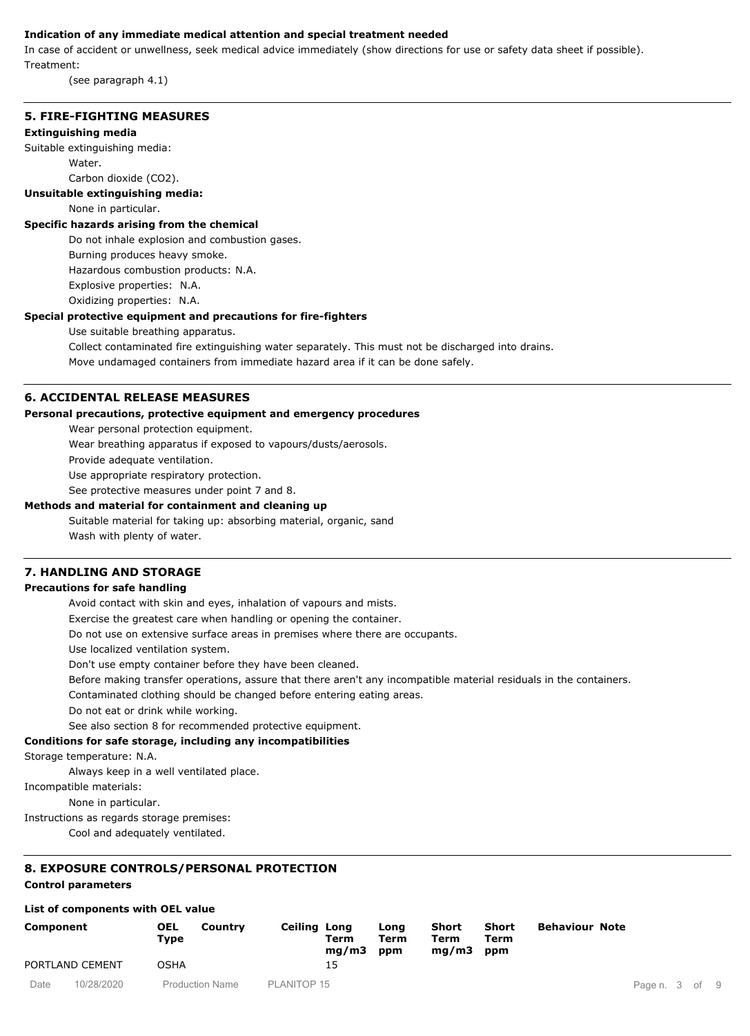**Indication of any immediate medical attention and special treatment needed**

In case of accident or unwellness, seek medical advice immediately (show directions for use or safety data sheet if possible).

Treatment:

(see paragraph 4.1)

## 5. FIRE-FIGHTING MEASURES

**Extinguishing media**

Suitable extinguishing media:

Water.

Carbon dioxide ($CO_2$).

**Unsuitable extinguishing media:**

None in particular.

**Specific hazards arising from the chemical**

Do not inhale explosion and combustion gases.

Burning produces heavy smoke.

Hazardous combustion products: N.A.

Explosive properties: N.A.

Oxidizing properties: N.A.

**Special protective equipment and precautions for fire-fighters**

Use suitable breathing apparatus.

Collect contaminated fire extinguishing water separately. This must not be discharged into drains.

Move undamaged containers from immediate hazard area if it can be done safely.

## 6. ACCIDENTAL RELEASE MEASURES

**Personal precautions, protective equipment and emergency procedures**

Wear personal protection equipment.

Wear breathing apparatus if exposed to vapours/dusts/aerosols.

Provide adequate ventilation.

Use appropriate respiratory protection.

See protective measures under point 7 and 8.

**Methods and material for containment and cleaning up**

Suitable material for taking up: absorbing material, organic, sand

Wash with plenty of water.

## 7. HANDLING AND STORAGE

**Precautions for safe handling**

Avoid contact with skin and eyes, inhalation of vapours and mists.

Exercise the greatest care when handling or opening the container.

Do not use on extensive surface areas in premises where there are occupants.

Use localized ventilation system.

Don't use empty container before they have been cleaned.

Before making transfer operations, assure that there aren't any incompatible material residuals in the containers.

Contaminated clothing should be changed before entering eating areas.

Do not eat or drink while working.

See also section 8 for recommended protective equipment.

**Conditions for safe storage, including any incompatibilities**

Storage temperature: N.A.

Always keep in a well ventilated place.

Incompatible materials:

None in particular.

Instructions as regards storage premises:

Cool and adequately ventilated.

## 8. EXPOSURE CONTROLS/PERSONAL PROTECTION

**Control parameters**

**List of components with OEL value**

| Component | OEL Type | Country | Ceiling | Long Term mg/m3 | Long Term ppm | Short Term mg/m3 | Short Term ppm | Behaviour | Note |
|---|---|---|---|---|---|---|---|---|---|
| PORTLAND CEMENT | OSHA | | | 15 | | | | | |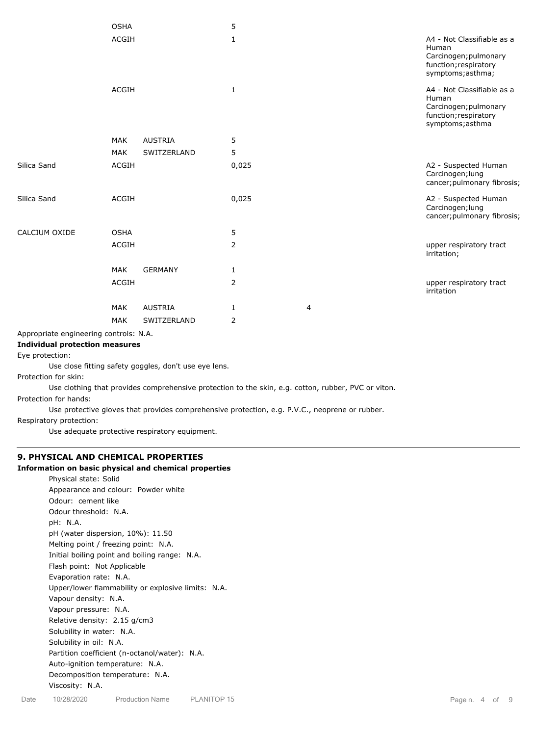| | | | | | |
|---|---|---|---|---|---|
| | OSHA | | 5 | | |
| | ACGIH | | 1 | | A4 - Not Classifiable as a Human Carcinogen;pulmonary function;respiratory symptoms;asthma; |
| | ACGIH | | 1 | | A4 - Not Classifiable as a Human Carcinogen;pulmonary function;respiratory symptoms;asthma |
| | MAK | AUSTRIA | 5 | | |
| | MAK | SWITZERLAND | 5 | | |
| Silica Sand | ACGIH | | 0,025 | | A2 - Suspected Human Carcinogen;lung cancer;pulmonary fibrosis; |
| Silica Sand | ACGIH | | 0,025 | | A2 - Suspected Human Carcinogen;lung cancer;pulmonary fibrosis; |
| CALCIUM OXIDE | OSHA | | 5 | | |
| | ACGIH | | 2 | | upper respiratory tract irritation; |
| | MAK | GERMANY | 1 | | |
| | ACGIH | | 2 | | upper respiratory tract irritation |
| | MAK | AUSTRIA | 1 | 4 | |
| | MAK | SWITZERLAND | 2 | | |

Appropriate engineering controls: N.A.

**Individual protection measures**

Eye protection:

Use close fitting safety goggles, don't use eye lens.

Protection for skin:

Use clothing that provides comprehensive protection to the skin, e.g. cotton, rubber, PVC or viton.

Protection for hands:

Use protective gloves that provides comprehensive protection, e.g. P.V.C., neoprene or rubber.

Respiratory protection:

Use adequate protective respiratory equipment.

## 9. PHYSICAL AND CHEMICAL PROPERTIES

**Information on basic physical and chemical properties**

Physical state: Solid
Appearance and colour: Powder white
Odour: cement like
Odour threshold: N.A.
pH: N.A.
pH (water dispersion, 10%): 11.50
Melting point / freezing point: N.A.
Initial boiling point and boiling range: N.A.
Flash point: Not Applicable
Evaporation rate: N.A.
Upper/lower flammability or explosive limits: N.A.
Vapour density: N.A.
Vapour pressure: N.A.
Relative density: 2.15 g/cm3
Solubility in water: N.A.
Solubility in oil: N.A.
Partition coefficient (n-octanol/water): N.A.
Auto-ignition temperature: N.A.
Decomposition temperature: N.A.
Viscosity: N.A.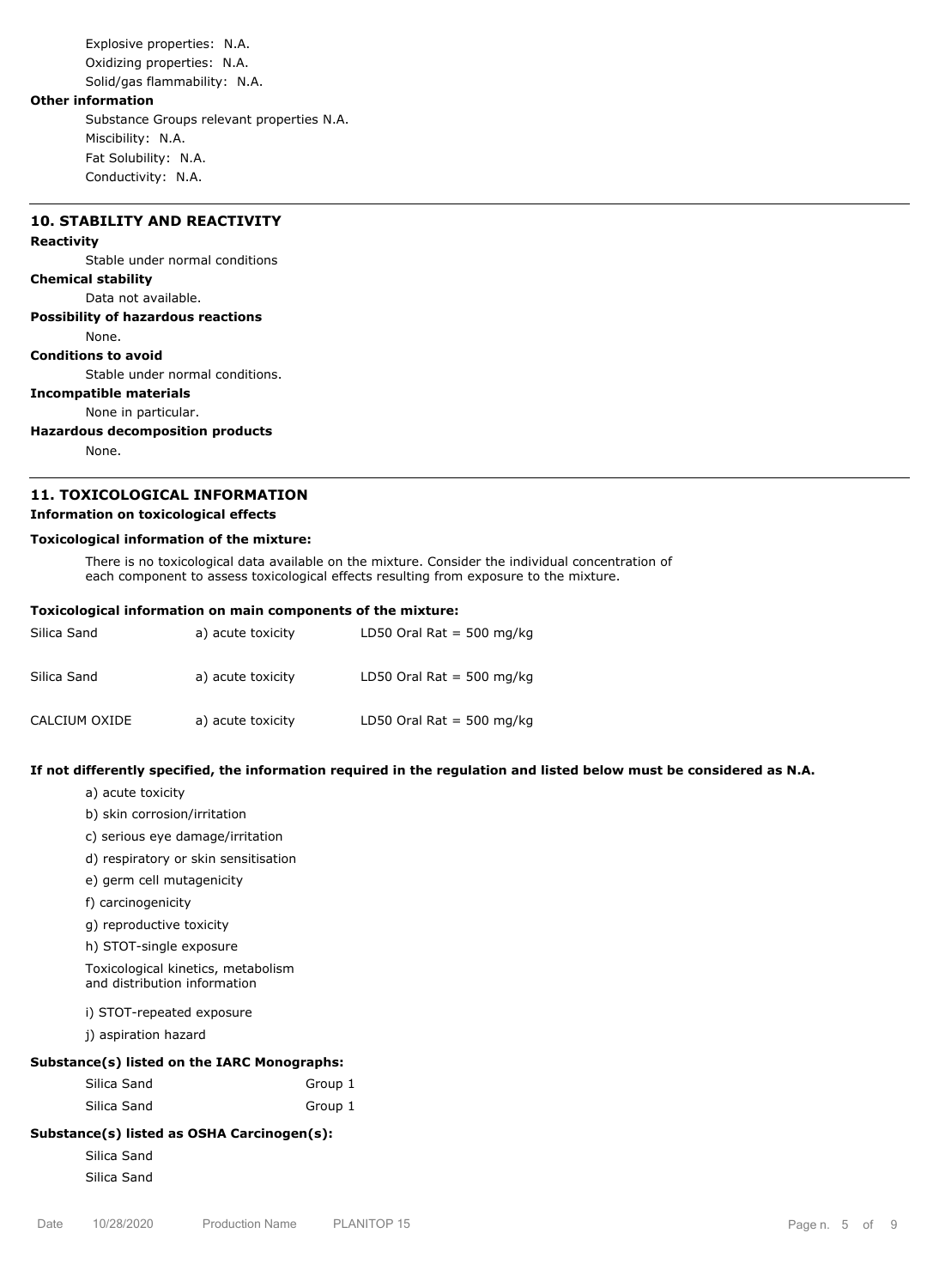Explosive properties: N.A.

Oxidizing properties: N.A.

Solid/gas flammability: N.A.

**Other information**

Substance Groups relevant properties N.A.

Miscibility: N.A.

Fat Solubility: N.A.

Conductivity: N.A.

## 10. STABILITY AND REACTIVITY

**Reactivity**

Stable under normal conditions

**Chemical stability**

Data not available.

**Possibility of hazardous reactions**

None.

**Conditions to avoid**

Stable under normal conditions.

**Incompatible materials**

None in particular.

**Hazardous decomposition products**

None.

## 11. TOXICOLOGICAL INFORMATION

**Information on toxicological effects**

**Toxicological information of the mixture:**

There is no toxicological data available on the mixture. Consider the individual concentration of each component to assess toxicological effects resulting from exposure to the mixture.

**Toxicological information on main components of the mixture:**

| | | |
|---|---|---|
| Silica Sand | a) acute toxicity | LD50 Oral Rat = 500 mg/kg |
| Silica Sand | a) acute toxicity | LD50 Oral Rat = 500 mg/kg |
| CALCIUM OXIDE | a) acute toxicity | LD50 Oral Rat = 500 mg/kg |

**If not differently specified, the information required in the regulation and listed below must be considered as N.A.**

a) acute toxicity

b) skin corrosion/irritation

c) serious eye damage/irritation

d) respiratory or skin sensitisation

e) germ cell mutagenicity

f) carcinogenicity

g) reproductive toxicity

h) STOT-single exposure

Toxicological kinetics, metabolism and distribution information

i) STOT-repeated exposure

j) aspiration hazard

**Substance(s) listed on the IARC Monographs:**

| | |
|---|---|
| Silica Sand | Group 1 |
| Silica Sand | Group 1 |

**Substance(s) listed as OSHA Carcinogen(s):**

Silica Sand

Silica Sand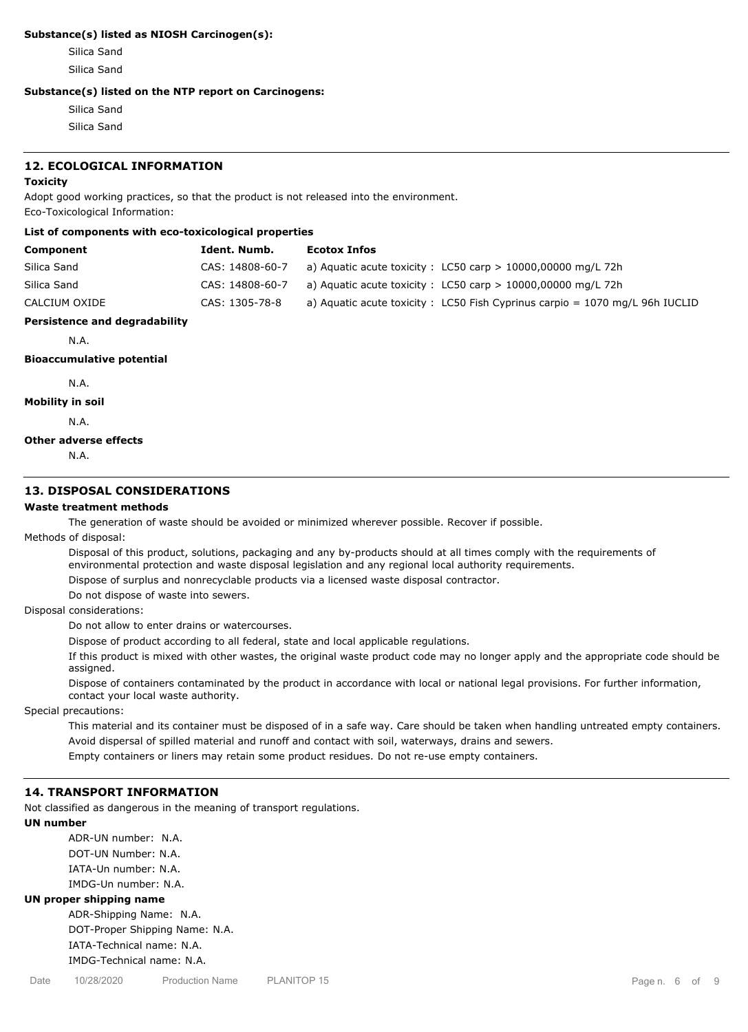**Substance(s) listed as NIOSH Carcinogen(s):**

Silica Sand

Silica Sand

**Substance(s) listed on the NTP report on Carcinogens:**

Silica Sand

Silica Sand

## 12. ECOLOGICAL INFORMATION

**Toxicity**

Adopt good working practices, so that the product is not released into the environment.

Eco-Toxicological Information:

**List of components with eco-toxicological properties**

| Component | Ident. Numb. | Ecotox Infos |
|---|---|---|
| Silica Sand | CAS: 14808-60-7 | a) Aquatic acute toxicity : LC50 carp > 10000,00000 mg/L 72h |
| Silica Sand | CAS: 14808-60-7 | a) Aquatic acute toxicity : LC50 carp > 10000,00000 mg/L 72h |
| CALCIUM OXIDE | CAS: 1305-78-8 | a) Aquatic acute toxicity : LC50 Fish Cyprinus carpio = 1070 mg/L 96h IUCLID |

**Persistence and degradability**

N.A.

**Bioaccumulative potential**

N.A.

**Mobility in soil**

N.A.

**Other adverse effects**

N.A.

## 13. DISPOSAL CONSIDERATIONS

**Waste treatment methods**

The generation of waste should be avoided or minimized wherever possible. Recover if possible.

Methods of disposal:

Disposal of this product, solutions, packaging and any by-products should at all times comply with the requirements of environmental protection and waste disposal legislation and any regional local authority requirements.

Dispose of surplus and nonrecyclable products via a licensed waste disposal contractor.

Do not dispose of waste into sewers.

Disposal considerations:

Do not allow to enter drains or watercourses.

Dispose of product according to all federal, state and local applicable regulations.

If this product is mixed with other wastes, the original waste product code may no longer apply and the appropriate code should be assigned.

Dispose of containers contaminated by the product in accordance with local or national legal provisions. For further information, contact your local waste authority.

Special precautions:

This material and its container must be disposed of in a safe way. Care should be taken when handling untreated empty containers.

Avoid dispersal of spilled material and runoff and contact with soil, waterways, drains and sewers.

Empty containers or liners may retain some product residues. Do not re-use empty containers.

## 14. TRANSPORT INFORMATION

Not classified as dangerous in the meaning of transport regulations.

**UN number**

ADR-UN number: N.A.

DOT-UN Number: N.A.

IATA-Un number: N.A.

IMDG-Un number: N.A.

**UN proper shipping name**

ADR-Shipping Name: N.A.

DOT-Proper Shipping Name: N.A.

IATA-Technical name: N.A.

IMDG-Technical name: N.A.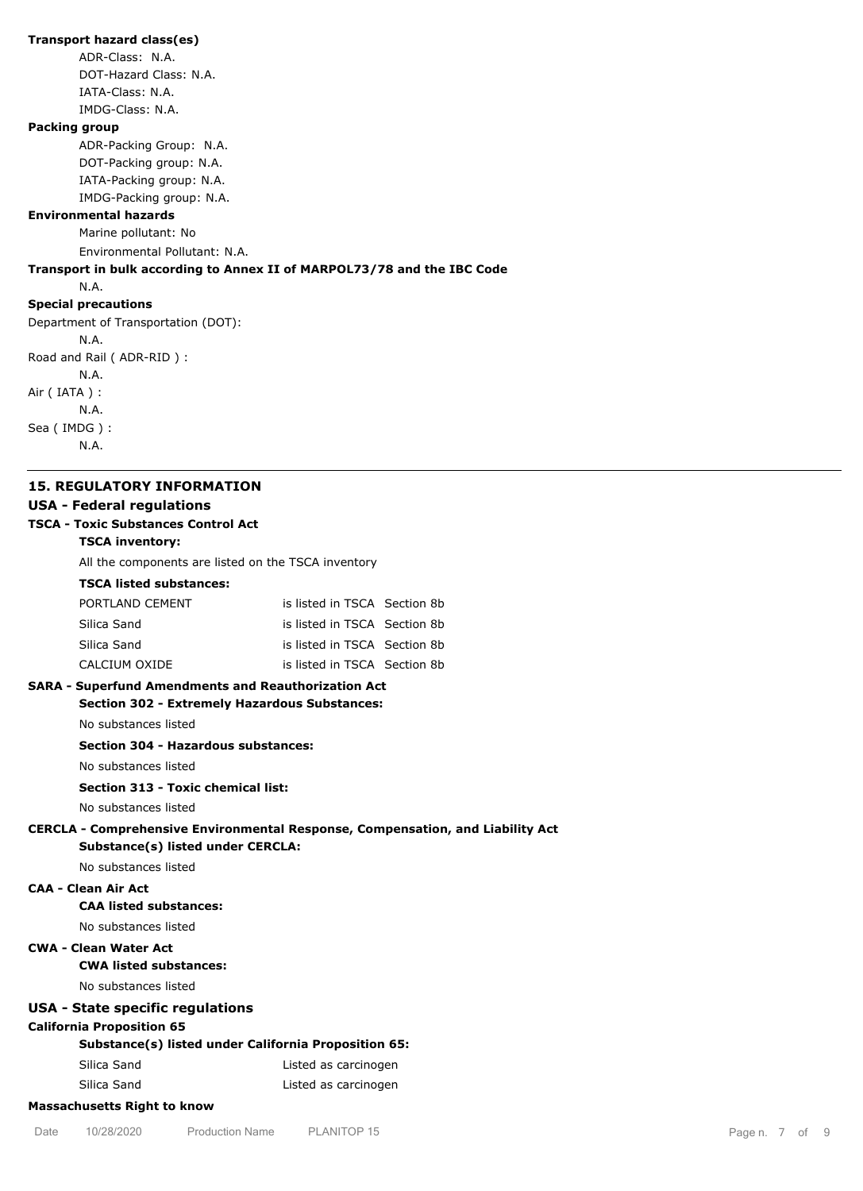**Transport hazard class(es)**

ADR-Class: N.A.

DOT-Hazard Class: N.A.

IATA-Class: N.A.

IMDG-Class: N.A.

**Packing group**

ADR-Packing Group: N.A.

DOT-Packing group: N.A.

IATA-Packing group: N.A.

IMDG-Packing group: N.A.

**Environmental hazards**

Marine pollutant: No

Environmental Pollutant: N.A.

**Transport in bulk according to Annex II of MARPOL73/78 and the IBC Code**

N.A.

**Special precautions**

Department of Transportation (DOT):

N.A.

Road and Rail ( ADR-RID ) :

N.A.

Air ( IATA ) :

N.A.

Sea ( IMDG ) :

N.A.

## 15. REGULATORY INFORMATION

### USA - Federal regulations

**TSCA - Toxic Substances Control Act**

**TSCA inventory:**

All the components are listed on the TSCA inventory

**TSCA listed substances:**

| | |
|---|---|
| PORTLAND CEMENT | is listed in TSCA Section 8b |
| Silica Sand | is listed in TSCA Section 8b |
| Silica Sand | is listed in TSCA Section 8b |
| CALCIUM OXIDE | is listed in TSCA Section 8b |

**SARA - Superfund Amendments and Reauthorization Act**

**Section 302 - Extremely Hazardous Substances:**

No substances listed

**Section 304 - Hazardous substances:**

No substances listed

**Section 313 - Toxic chemical list:**

No substances listed

**CERCLA - Comprehensive Environmental Response, Compensation, and Liability Act**

**Substance(s) listed under CERCLA:**

No substances listed

**CAA - Clean Air Act**

**CAA listed substances:**

No substances listed

**CWA - Clean Water Act**

**CWA listed substances:**

No substances listed

### USA - State specific regulations

**California Proposition 65**

**Substance(s) listed under California Proposition 65:**

| | |
|---|---|
| Silica Sand | Listed as carcinogen |
| Silica Sand | Listed as carcinogen |

**Massachusetts Right to know**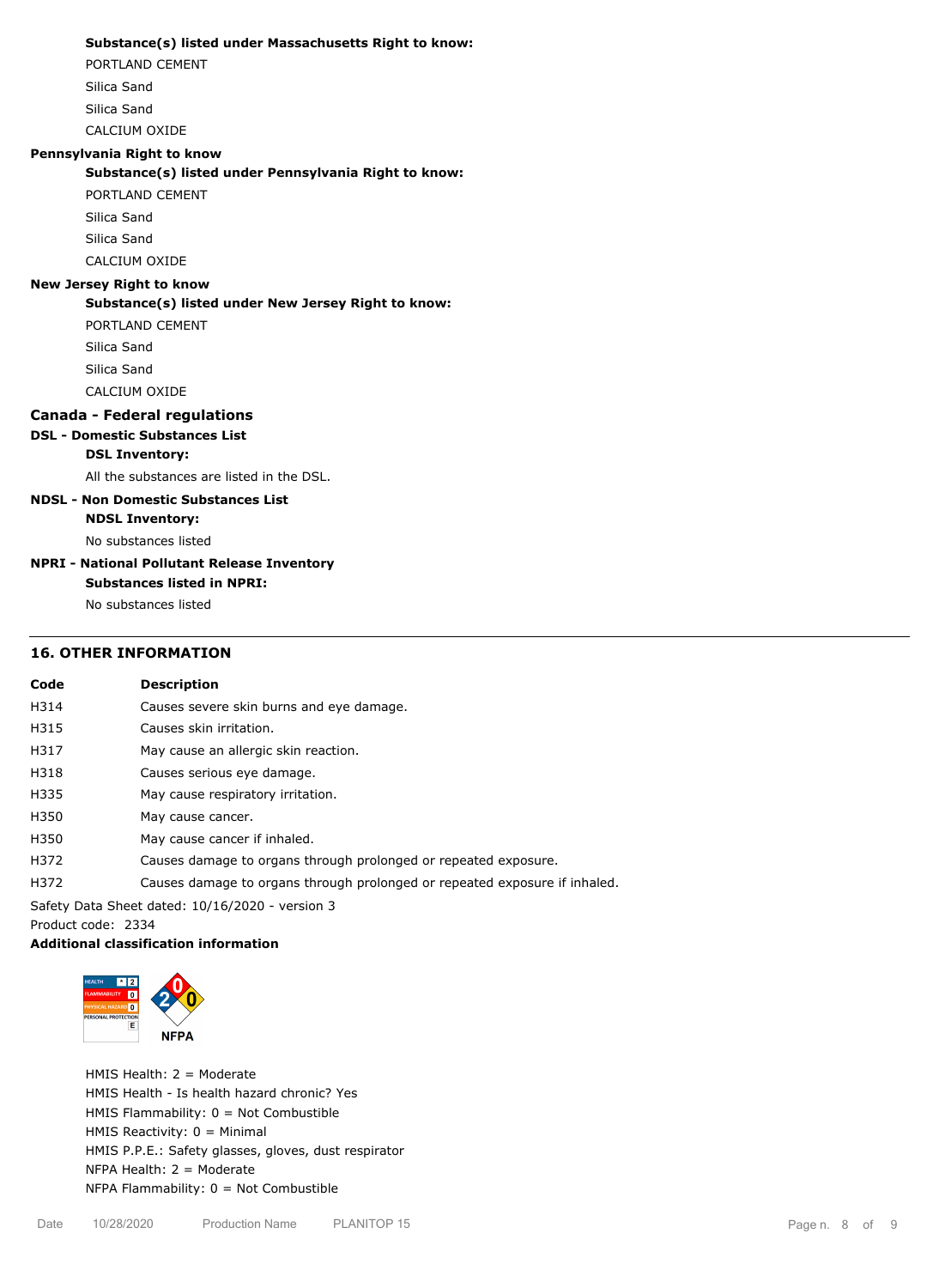**Substance(s) listed under Massachusetts Right to know:**

PORTLAND CEMENT

Silica Sand

Silica Sand

CALCIUM OXIDE

**Pennsylvania Right to know**

**Substance(s) listed under Pennsylvania Right to know:**

PORTLAND CEMENT

Silica Sand

Silica Sand

CALCIUM OXIDE

**New Jersey Right to know**

**Substance(s) listed under New Jersey Right to know:**

PORTLAND CEMENT

Silica Sand

Silica Sand

CALCIUM OXIDE

### Canada - Federal regulations

**DSL - Domestic Substances List**

**DSL Inventory:**

All the substances are listed in the DSL.

**NDSL - Non Domestic Substances List**

**NDSL Inventory:**

No substances listed

**NPRI - National Pollutant Release Inventory**

**Substances listed in NPRI:**

No substances listed

## 16. OTHER INFORMATION

| Code | Description |
|---|---|
| H314 | Causes severe skin burns and eye damage. |
| H315 | Causes skin irritation. |
| H317 | May cause an allergic skin reaction. |
| H318 | Causes serious eye damage. |
| H335 | May cause respiratory irritation. |
| H350 | May cause cancer. |
| H350 | May cause cancer if inhaled. |
| H372 | Causes damage to organs through prolonged or repeated exposure. |
| H372 | Causes damage to organs through prolonged or repeated exposure if inhaled. |

Safety Data Sheet dated: 10/16/2020 - version 3

Product code: 2334

**Additional classification information**

HMIS Health: 2 = Moderate

HMIS Health - Is health hazard chronic? Yes

HMIS Flammability: 0 = Not Combustible

HMIS Reactivity: 0 = Minimal

HMIS P.P.E.: Safety glasses, gloves, dust respirator

NFPA Health: 2 = Moderate

NFPA Flammability: 0 = Not Combustible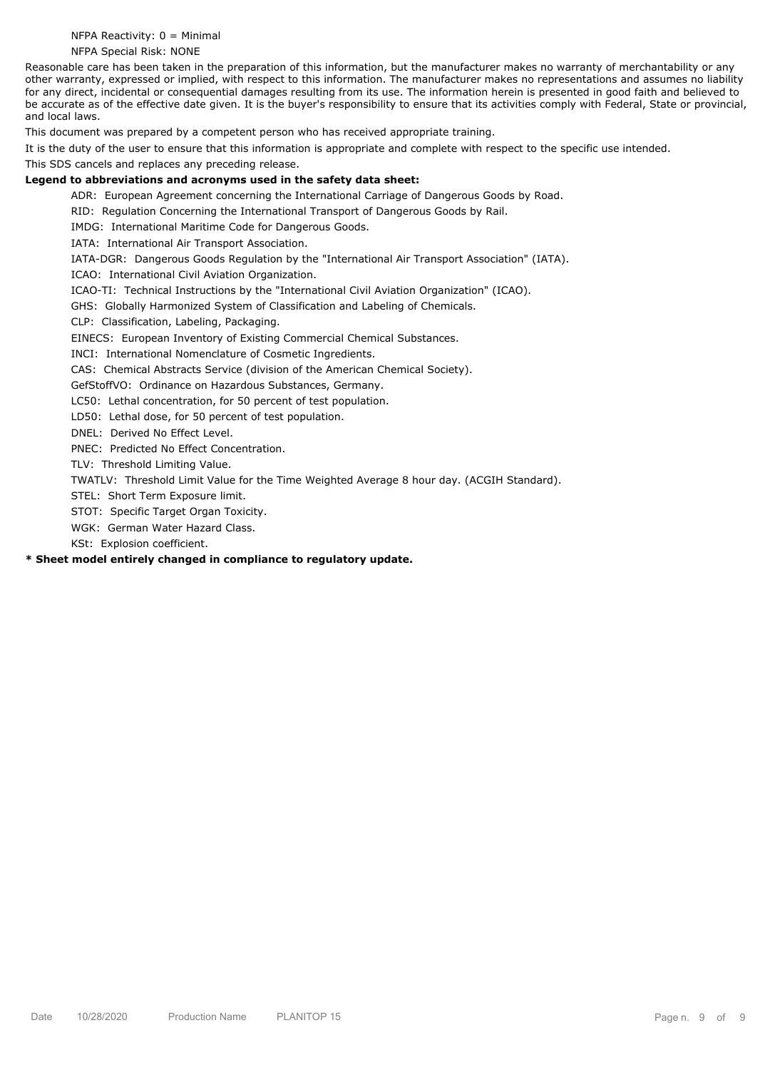NFPA Reactivity: 0 = Minimal

NFPA Special Risk: NONE

Reasonable care has been taken in the preparation of this information, but the manufacturer makes no warranty of merchantability or any other warranty, expressed or implied, with respect to this information. The manufacturer makes no representations and assumes no liability for any direct, incidental or consequential damages resulting from its use. The information herein is presented in good faith and believed to be accurate as of the effective date given. It is the buyer's responsibility to ensure that its activities comply with Federal, State or provincial, and local laws.

This document was prepared by a competent person who has received appropriate training.

It is the duty of the user to ensure that this information is appropriate and complete with respect to the specific use intended.

This SDS cancels and replaces any preceding release.

**Legend to abbreviations and acronyms used in the safety data sheet:**

ADR: European Agreement concerning the International Carriage of Dangerous Goods by Road.

RID: Regulation Concerning the International Transport of Dangerous Goods by Rail.

IMDG: International Maritime Code for Dangerous Goods.

IATA: International Air Transport Association.

IATA-DGR: Dangerous Goods Regulation by the "International Air Transport Association" (IATA).

ICAO: International Civil Aviation Organization.

ICAO-TI: Technical Instructions by the "International Civil Aviation Organization" (ICAO).

GHS: Globally Harmonized System of Classification and Labeling of Chemicals.

CLP: Classification, Labeling, Packaging.

EINECS: European Inventory of Existing Commercial Chemical Substances.

INCI: International Nomenclature of Cosmetic Ingredients.

CAS: Chemical Abstracts Service (division of the American Chemical Society).

GefStoffVO: Ordinance on Hazardous Substances, Germany.

LC50: Lethal concentration, for 50 percent of test population.

LD50: Lethal dose, for 50 percent of test population.

DNEL: Derived No Effect Level.

PNEC: Predicted No Effect Concentration.

TLV: Threshold Limiting Value.

TWATLV: Threshold Limit Value for the Time Weighted Average 8 hour day. (ACGIH Standard).

STEL: Short Term Exposure limit.

STOT: Specific Target Organ Toxicity.

WGK: German Water Hazard Class.

KSt: Explosion coefficient.

**\* Sheet model entirely changed in compliance to regulatory update.**